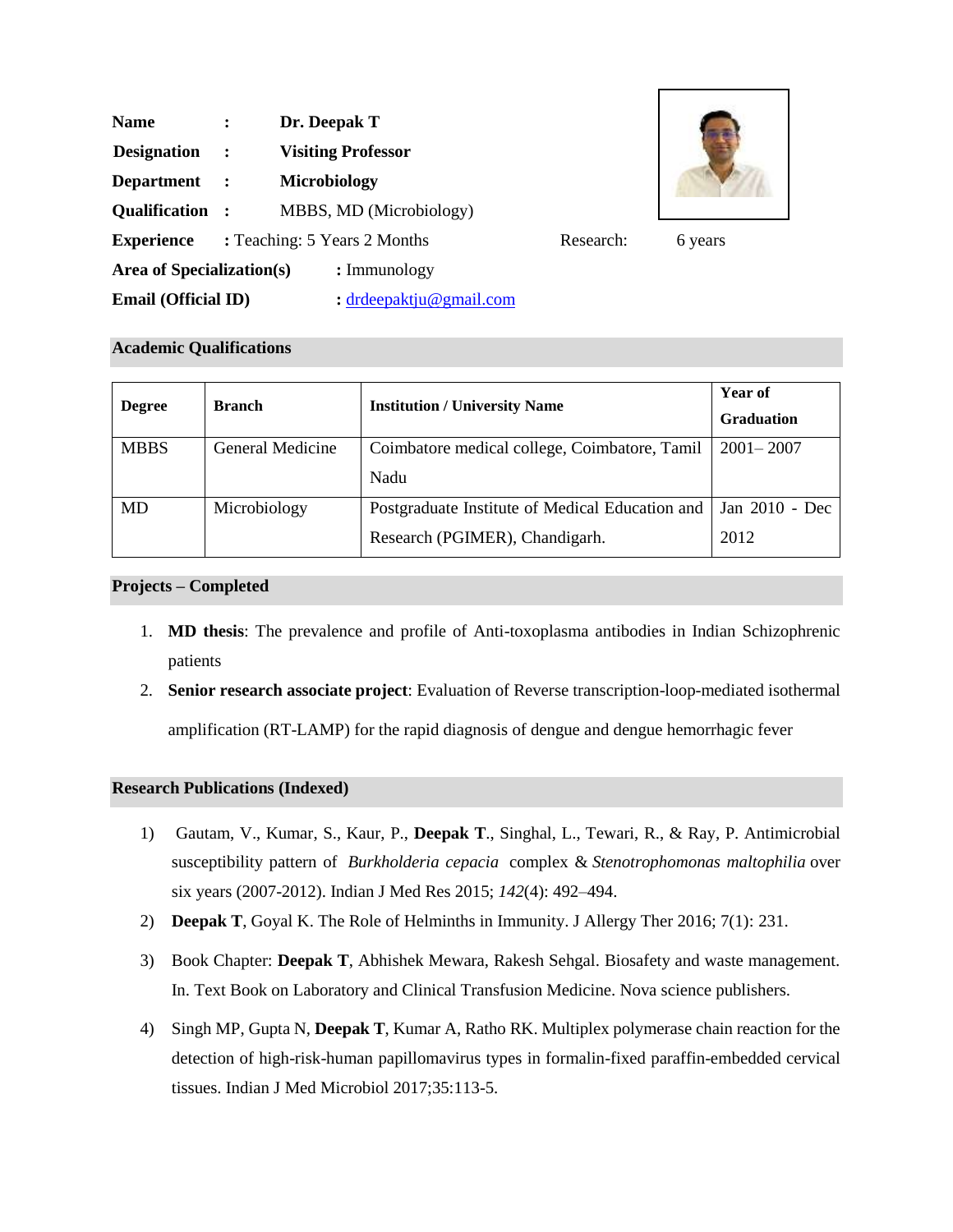**Name** : **Dr. Deepak T**

**Designation** : **Visiting Professor**

**Department** : **Microbiology**

**Qualification** : MBBS, MD (Microbiology)

**Experience** : Teaching: 5 Years 2 Months Research: 6 years

**Area of Specialization(s)** : Immunology

**Email (Official ID)** : drdeepaktju@gmail.com

## Academic Qualifications

| **Degree** | **Branch** | **Institution / University Name** | **Year of Graduation** |
|---|---|---|---|
| MBBS | General Medicine | Coimbatore medical college, Coimbatore, Tamil Nadu | 2001– 2007 |
| MD | Microbiology | Postgraduate Institute of Medical Education and Research (PGIMER), Chandigarh. | Jan 2010 - Dec 2012 |

## Projects – Completed

1. **MD thesis**: The prevalence and profile of Anti-toxoplasma antibodies in Indian Schizophrenic patients
2. **Senior research associate project**: Evaluation of Reverse transcription-loop-mediated isothermal amplification (RT-LAMP) for the rapid diagnosis of dengue and dengue hemorrhagic fever

## Research Publications (Indexed)

1) Gautam, V., Kumar, S., Kaur, P., **Deepak T**., Singhal, L., Tewari, R., & Ray, P. Antimicrobial susceptibility pattern of *Burkholderia cepacia* complex & *Stenotrophomonas maltophilia* over six years (2007-2012). Indian J Med Res 2015; *142*(4): 492–494.
2) **Deepak T**, Goyal K. The Role of Helminths in Immunity. J Allergy Ther 2016; 7(1): 231.
3) Book Chapter: **Deepak T**, Abhishek Mewara, Rakesh Sehgal. Biosafety and waste management. In. Text Book on Laboratory and Clinical Transfusion Medicine. Nova science publishers.
4) Singh MP, Gupta N, **Deepak T**, Kumar A, Ratho RK. Multiplex polymerase chain reaction for the detection of high-risk-human papillomavirus types in formalin-fixed paraffin-embedded cervical tissues. Indian J Med Microbiol 2017;35:113-5.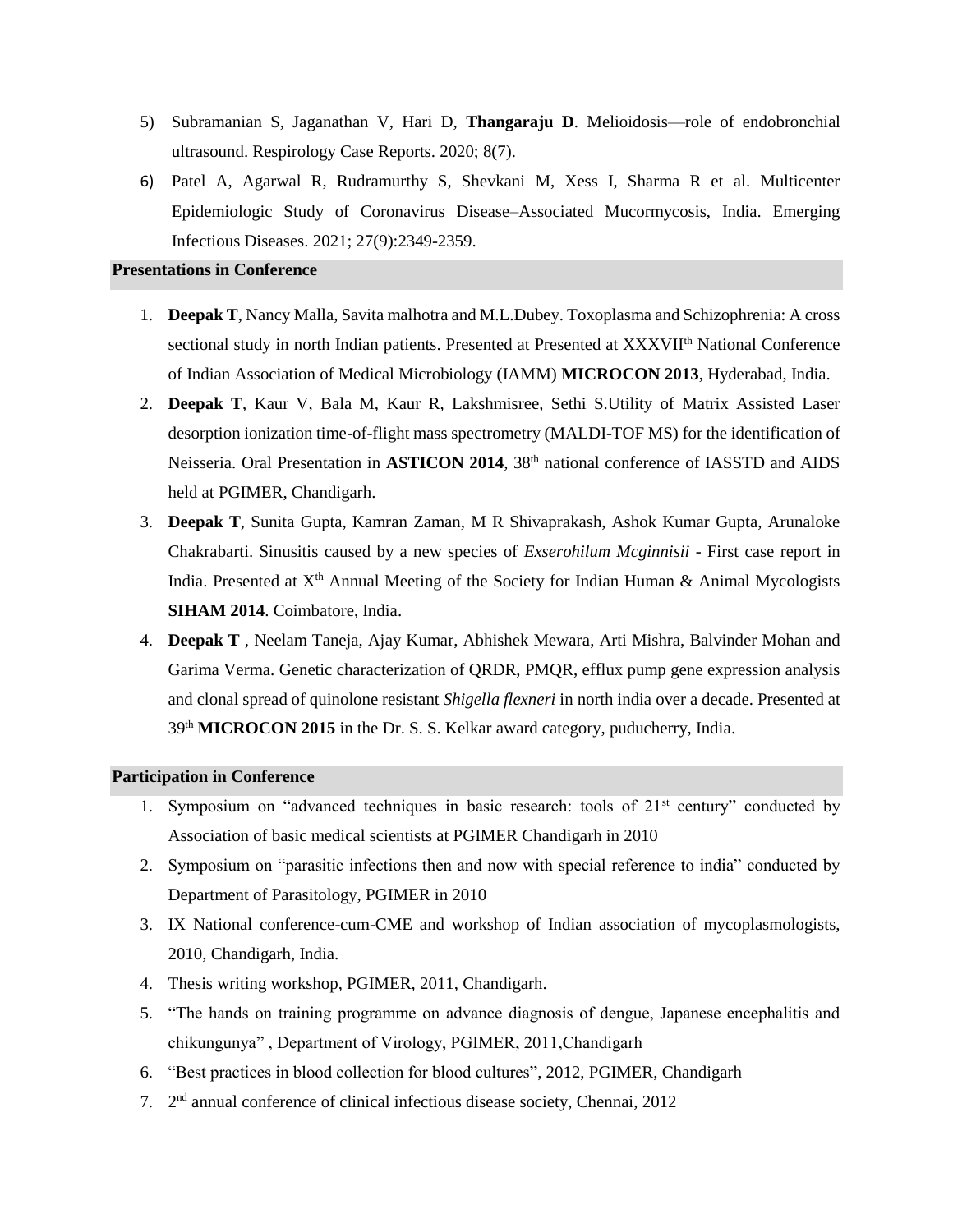5) Subramanian S, Jaganathan V, Hari D, **Thangaraju D**. Melioidosis—role of endobronchial ultrasound. Respirology Case Reports. 2020; 8(7).
6) Patel A, Agarwal R, Rudramurthy S, Shevkani M, Xess I, Sharma R et al. Multicenter Epidemiologic Study of Coronavirus Disease–Associated Mucormycosis, India. Emerging Infectious Diseases. 2021; 27(9):2349-2359.

## Presentations in Conference

1. **Deepak T**, Nancy Malla, Savita malhotra and M.L.Dubey. Toxoplasma and Schizophrenia: A cross sectional study in north Indian patients. Presented at Presented at XXXVII[th] National Conference of Indian Association of Medical Microbiology (IAMM) **MICROCON 2013**, Hyderabad, India.
2. **Deepak T**, Kaur V, Bala M, Kaur R, Lakshmisree, Sethi S.Utility of Matrix Assisted Laser desorption ionization time-of-flight mass spectrometry (MALDI-TOF MS) for the identification of Neisseria. Oral Presentation in **ASTICON 2014**, 38[th] national conference of IASSTD and AIDS held at PGIMER, Chandigarh.
3. **Deepak T**, Sunita Gupta, Kamran Zaman, M R Shivaprakash, Ashok Kumar Gupta, Arunaloke Chakrabarti. Sinusitis caused by a new species of *Exserohilum Mcginnisii* - First case report in India. Presented at X[th] Annual Meeting of the Society for Indian Human & Animal Mycologists **SIHAM 2014**. Coimbatore, India.
4. **Deepak T** , Neelam Taneja, Ajay Kumar, Abhishek Mewara, Arti Mishra, Balvinder Mohan and Garima Verma. Genetic characterization of QRDR, PMQR, efflux pump gene expression analysis and clonal spread of quinolone resistant *Shigella flexneri* in north india over a decade. Presented at 39[th] **MICROCON 2015** in the Dr. S. S. Kelkar award category, puducherry, India.

## Participation in Conference

1. Symposium on "advanced techniques in basic research: tools of 21[st] century" conducted by Association of basic medical scientists at PGIMER Chandigarh in 2010
2. Symposium on "parasitic infections then and now with special reference to india" conducted by Department of Parasitology, PGIMER in 2010
3. IX National conference-cum-CME and workshop of Indian association of mycoplasmologists, 2010, Chandigarh, India.
4. Thesis writing workshop, PGIMER, 2011, Chandigarh.
5. "The hands on training programme on advance diagnosis of dengue, Japanese encephalitis and chikungunya" , Department of Virology, PGIMER, 2011,Chandigarh
6. "Best practices in blood collection for blood cultures", 2012, PGIMER, Chandigarh
7. 2[nd] annual conference of clinical infectious disease society, Chennai, 2012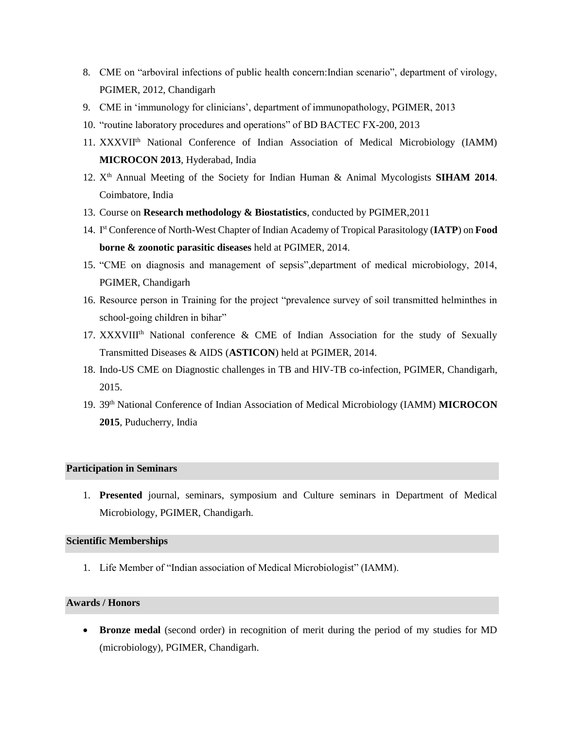8. CME on “arboviral infections of public health concern:Indian scenario”, department of virology, PGIMER, 2012, Chandigarh
9. CME in ‘immunology for clinicians’, department of immunopathology, PGIMER, 2013
10. “routine laboratory procedures and operations” of BD BACTEC FX-200, 2013
11. XXXVII$^{th}$ National Conference of Indian Association of Medical Microbiology (IAMM) **MICROCON 2013**, Hyderabad, India
12. X$^{th}$ Annual Meeting of the Society for Indian Human & Animal Mycologists **SIHAM 2014**. Coimbatore, India
13. Course on **Research methodology & Biostatistics**, conducted by PGIMER,2011
14. I$^{st}$ Conference of North-West Chapter of Indian Academy of Tropical Parasitology (**IATP**) on **Food borne & zoonotic parasitic diseases** held at PGIMER, 2014.
15. “CME on diagnosis and management of sepsis”,department of medical microbiology, 2014, PGIMER, Chandigarh
16. Resource person in Training for the project “prevalence survey of soil transmitted helminthes in school-going children in bihar”
17. XXXVIII$^{th}$ National conference & CME of Indian Association for the study of Sexually Transmitted Diseases & AIDS (**ASTICON**) held at PGIMER, 2014.
18. Indo-US CME on Diagnostic challenges in TB and HIV-TB co-infection, PGIMER, Chandigarh, 2015.
19. 39$^{th}$ National Conference of Indian Association of Medical Microbiology (IAMM) **MICROCON 2015**, Puducherry, India

## Participation in Seminars

1. **Presented** journal, seminars, symposium and Culture seminars in Department of Medical Microbiology, PGIMER, Chandigarh.

## Scientific Memberships

1. Life Member of “Indian association of Medical Microbiologist” (IAMM).

## Awards / Honors

- **Bronze medal** (second order) in recognition of merit during the period of my studies for MD (microbiology), PGIMER, Chandigarh.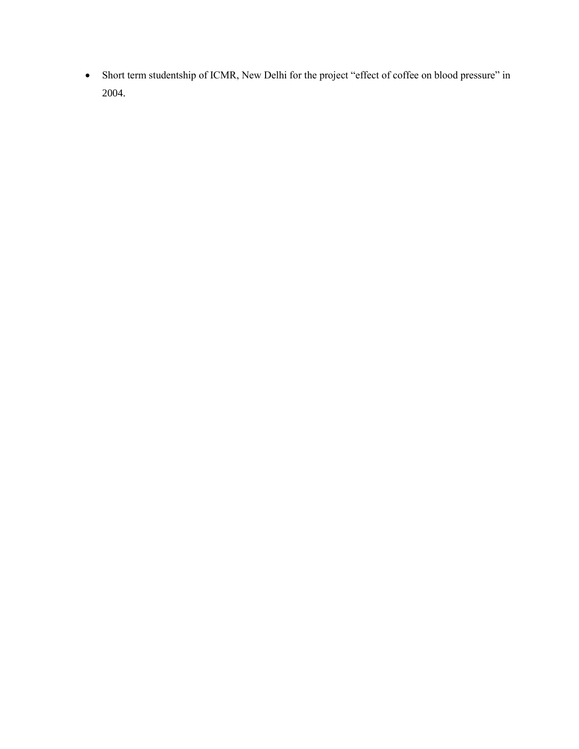- Short term studentship of ICMR, New Delhi for the project “effect of coffee on blood pressure” in 2004.